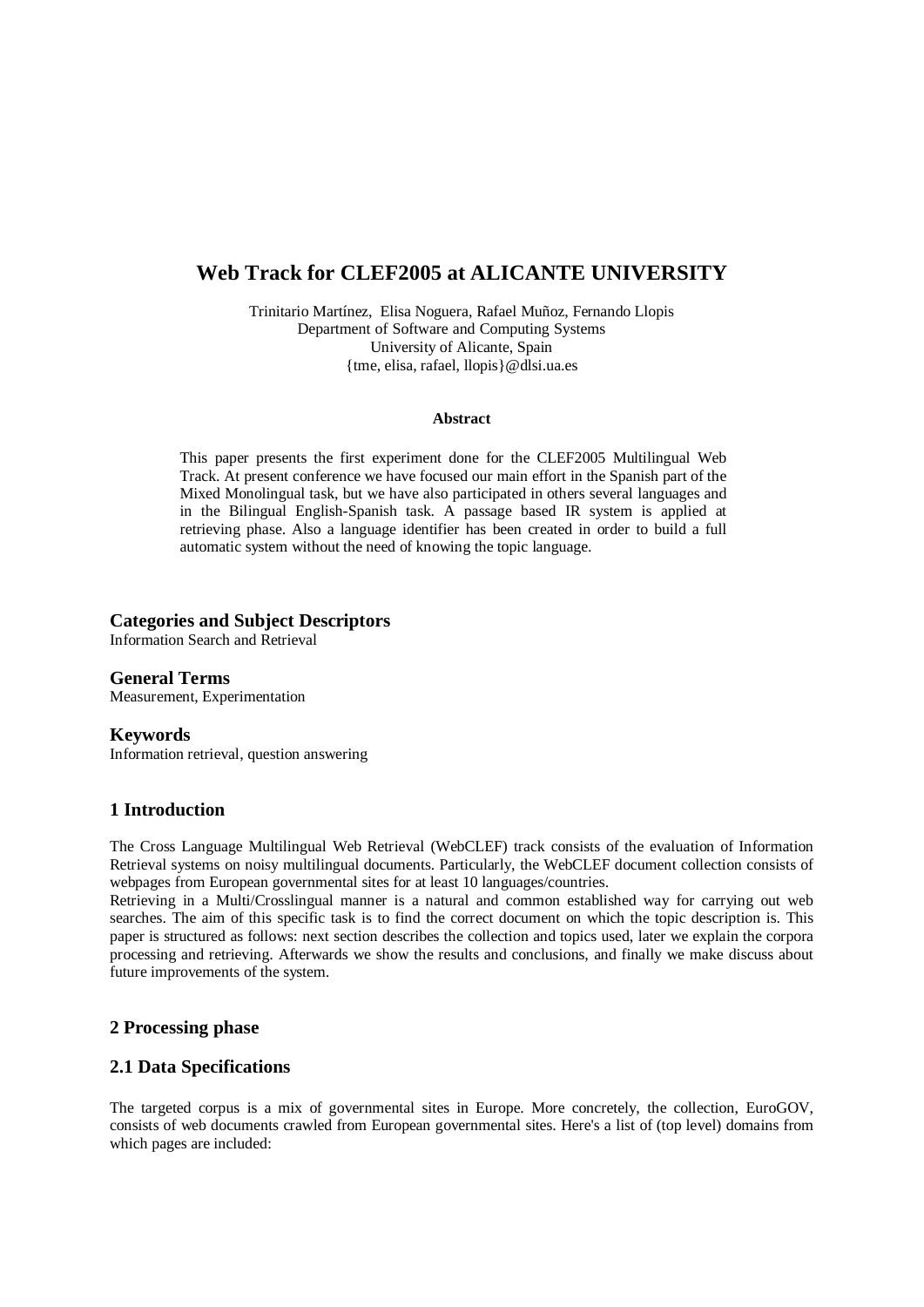# Web Track for CLEF2005 at ALICANTE UNIVERSITY

Trinitario Martínez, Elisa Noguera, Rafael Muñoz, Fernando Llopis
Department of Software and Computing Systems
University of Alicante, Spain
{tme, elisa, rafael, llopis}@dlsi.ua.es

**Abstract**

This paper presents the first experiment done for the CLEF2005 Multilingual Web Track. At present conference we have focused our main effort in the Spanish part of the Mixed Monolingual task, but we have also participated in others several languages and in the Bilingual English-Spanish task. A passage based IR system is applied at retrieving phase. Also a language identifier has been created in order to build a full automatic system without the need of knowing the topic language.

### Categories and Subject Descriptors

Information Search and Retrieval

### General Terms

Measurement, Experimentation

### Keywords

Information retrieval, question answering

## 1 Introduction

The Cross Language Multilingual Web Retrieval (WebCLEF) track consists of the evaluation of Information Retrieval systems on noisy multilingual documents. Particularly, the WebCLEF document collection consists of webpages from European governmental sites for at least 10 languages/countries.

Retrieving in a Multi/Crosslingual manner is a natural and common established way for carrying out web searches. The aim of this specific task is to find the correct document on which the topic description is. This paper is structured as follows: next section describes the collection and topics used, later we explain the corpora processing and retrieving. Afterwards we show the results and conclusions, and finally we make discuss about future improvements of the system.

## 2 Processing phase

### 2.1 Data Specifications

The targeted corpus is a mix of governmental sites in Europe. More concretely, the collection, EuroGOV, consists of web documents crawled from European governmental sites. Here's a list of (top level) domains from which pages are included: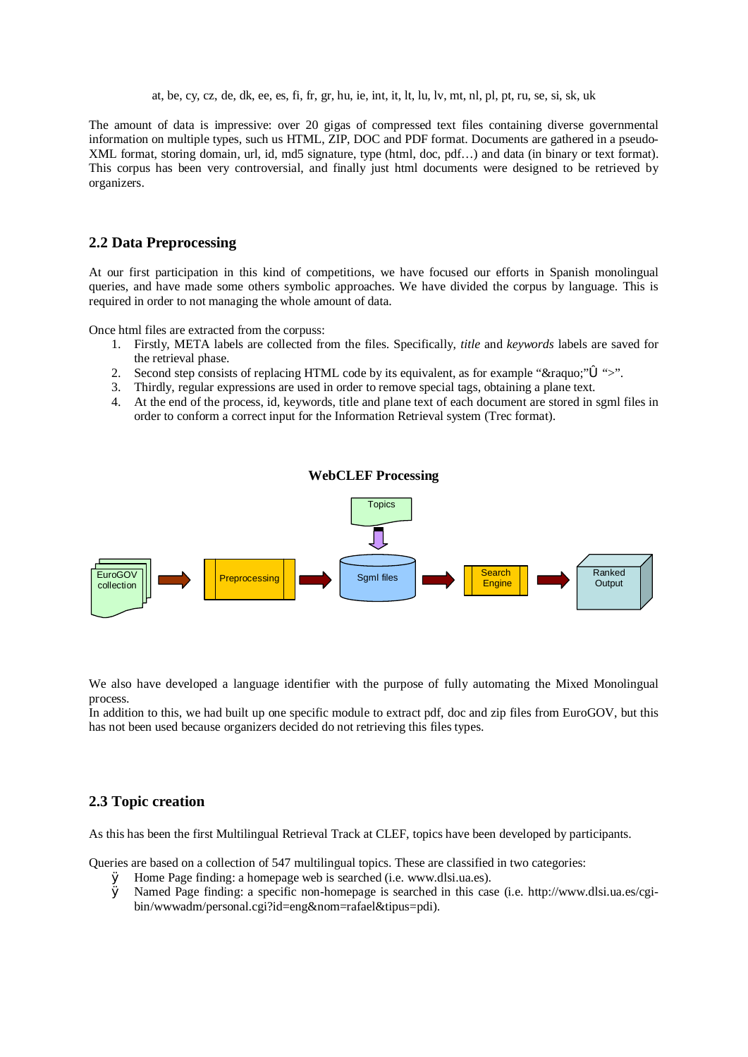at, be, cy, cz, de, dk, ee, es, fi, fr, gr, hu, ie, int, it, lt, lu, lv, mt, nl, pl, pt, ru, se, si, sk, uk

The amount of data is impressive: over 20 gigas of compressed text files containing diverse governmental information on multiple types, such us HTML, ZIP, DOC and PDF format. Documents are gathered in a pseudo-XML format, storing domain, url, id, md5 signature, type (html, doc, pdf…) and data (in binary or text format). This corpus has been very controversial, and finally just html documents were designed to be retrieved by organizers.

## 2.2 Data Preprocessing

At our first participation in this kind of competitions, we have focused our efforts in Spanish monolingual queries, and have made some others symbolic approaches. We have divided the corpus by language. This is required in order to not managing the whole amount of data.

Once html files are extracted from the corpus:

1. Firstly, META labels are collected from the files. Specifically, *title* and *keywords* labels are saved for the retrieval phase.
2. Second step consists of replacing HTML code by its equivalent, as for example "&raquo;"Û ">".
3. Thirdly, regular expressions are used in order to remove special tags, obtaining a plane text.
4. At the end of the process, id, keywords, title and plane text of each document are stored in sgml files in order to conform a correct input for the Information Retrieval system (Trec format).

**WebCLEF Processing**

Topics

EuroGOV collection → Preprocessing → Sgml files → Search Engine → Ranked Output

We also have developed a language identifier with the purpose of fully automating the Mixed Monolingual process.
In addition to this, we had built up one specific module to extract pdf, doc and zip files from EuroGOV, but this has not been used because organizers decided do not retrieving this files types.

## 2.3 Topic creation

As this has been the first Multilingual Retrieval Track at CLEF, topics have been developed by participants.

Queries are based on a collection of 547 multilingual topics. These are classified in two categories:

- Home Page finding: a homepage web is searched (i.e. www.dlsi.ua.es).
- Named Page finding: a specific non-homepage is searched in this case (i.e. http://www.dlsi.ua.es/cgi-bin/wwwadm/personal.cgi?id=eng&nom=rafael&tipus=pdi).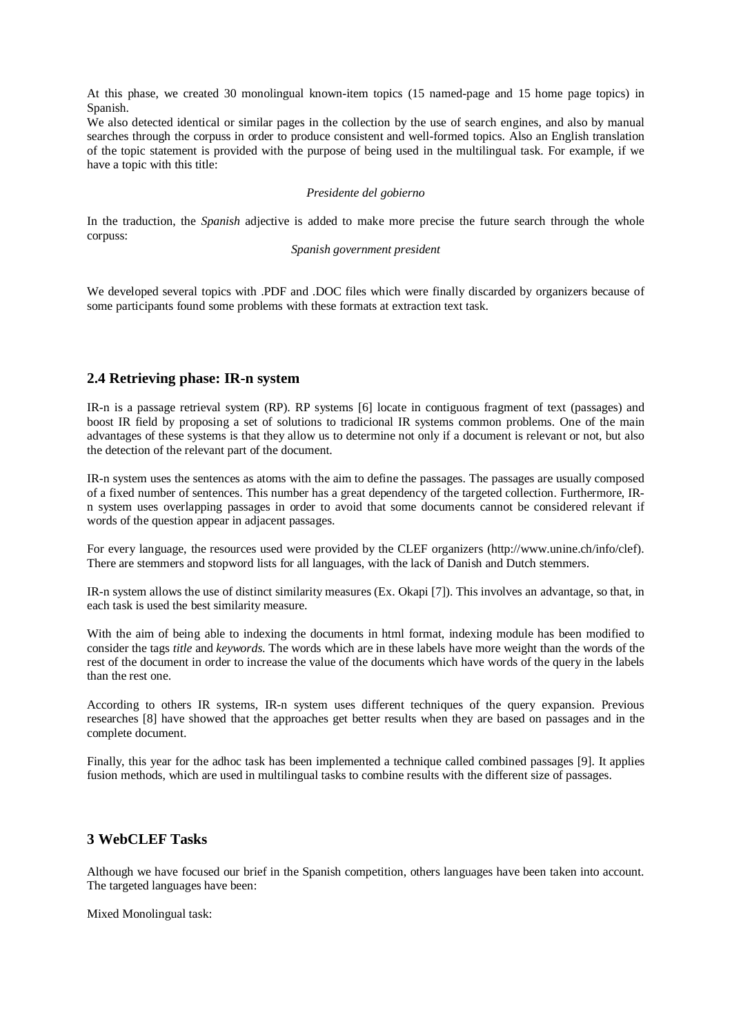At this phase, we created 30 monolingual known-item topics (15 named-page and 15 home page topics) in Spanish.

We also detected identical or similar pages in the collection by the use of search engines, and also by manual searches through the corpuss in order to produce consistent and well-formed topics. Also an English translation of the topic statement is provided with the purpose of being used in the multilingual task. For example, if we have a topic with this title:

*Presidente del gobierno*

In the traduction, the *Spanish* adjective is added to make more precise the future search through the whole corpuss:

*Spanish government president*

We developed several topics with .PDF and .DOC files which were finally discarded by organizers because of some participants found some problems with these formats at extraction text task.

## 2.4 Retrieving phase: IR-n system

IR-n is a passage retrieval system (RP). RP systems [6] locate in contiguous fragment of text (passages) and boost IR field by proposing a set of solutions to tradicional IR systems common problems. One of the main advantages of these systems is that they allow us to determine not only if a document is relevant or not, but also the detection of the relevant part of the document.

IR-n system uses the sentences as atoms with the aim to define the passages. The passages are usually composed of a fixed number of sentences. This number has a great dependency of the targeted collection. Furthermore, IR-n system uses overlapping passages in order to avoid that some documents cannot be considered relevant if words of the question appear in adjacent passages.

For every language, the resources used were provided by the CLEF organizers (http://www.unine.ch/info/clef). There are stemmers and stopword lists for all languages, with the lack of Danish and Dutch stemmers.

IR-n system allows the use of distinct similarity measures (Ex. Okapi [7]). This involves an advantage, so that, in each task is used the best similarity measure.

With the aim of being able to indexing the documents in html format, indexing module has been modified to consider the tags *title* and *keywords.* The words which are in these labels have more weight than the words of the rest of the document in order to increase the value of the documents which have words of the query in the labels than the rest one.

According to others IR systems, IR-n system uses different techniques of the query expansion. Previous researches [8] have showed that the approaches get better results when they are based on passages and in the complete document.

Finally, this year for the adhoc task has been implemented a technique called combined passages [9]. It applies fusion methods, which are used in multilingual tasks to combine results with the different size of passages.

# 3 WebCLEF Tasks

Although we have focused our brief in the Spanish competition, others languages have been taken into account. The targeted languages have been:

Mixed Monolingual task: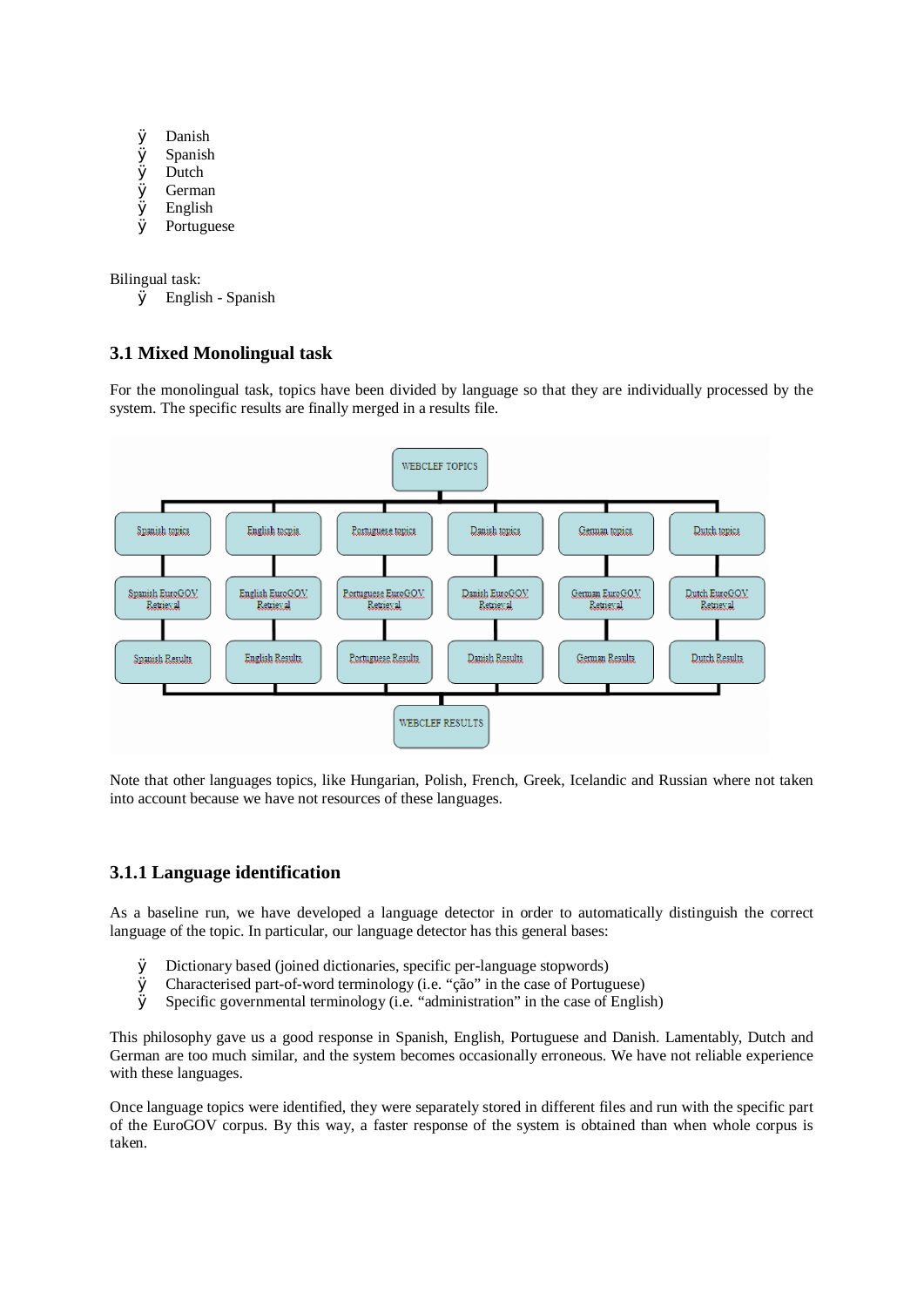- Danish
- Spanish
- Dutch
- German
- English
- Portuguese

Bilingual task:

- English - Spanish

### 3.1 Mixed Monolingual task

For the monolingual task, topics have been divided by language so that they are individually processed by the system. The specific results are finally merged in a results file.

Note that other languages topics, like Hungarian, Polish, French, Greek, Icelandic and Russian where not taken into account because we have not resources of these languages.

#### 3.1.1 Language identification

As a baseline run, we have developed a language detector in order to automatically distinguish the correct language of the topic. In particular, our language detector has this general bases:

- Dictionary based (joined dictionaries, specific per-language stopwords)
- Characterised part-of-word terminology (i.e. "ção" in the case of Portuguese)
- Specific governmental terminology (i.e. "administration" in the case of English)

This philosophy gave us a good response in Spanish, English, Portuguese and Danish. Lamentably, Dutch and German are too much similar, and the system becomes occasionally erroneous. We have not reliable experience with these languages.

Once language topics were identified, they were separately stored in different files and run with the specific part of the EuroGOV corpus. By this way, a faster response of the system is obtained than when whole corpus is taken.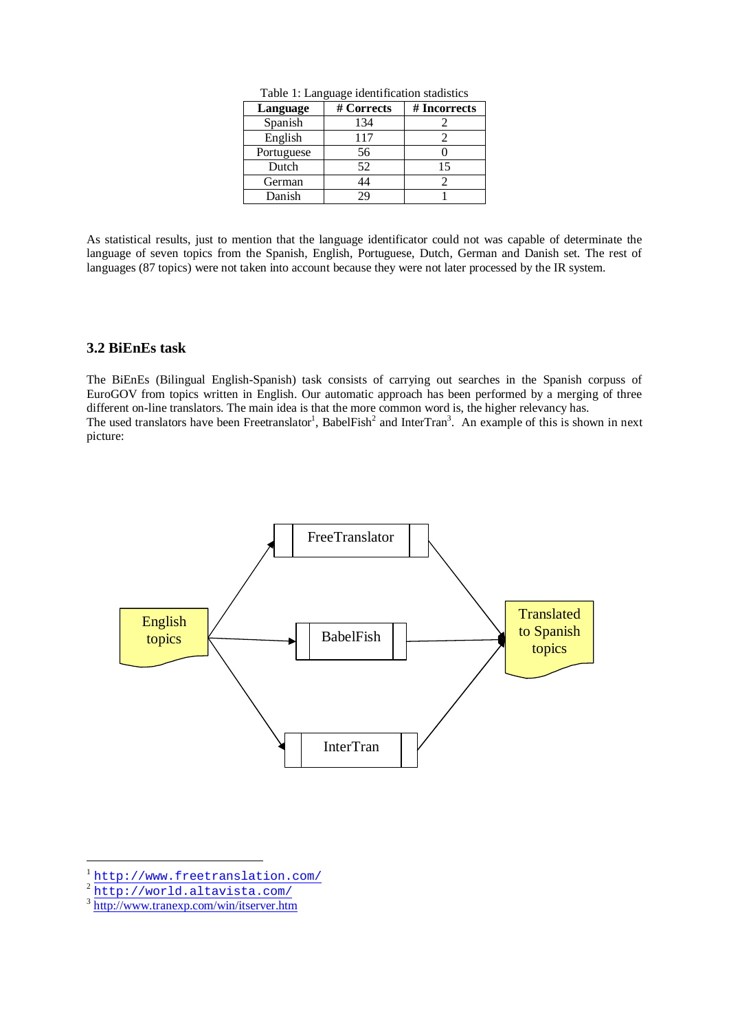Table 1: Language identification stadistics

| Language | # Corrects | # Incorrects |
|---|---|---|
| Spanish | 134 | 2 |
| English | 117 | 2 |
| Portuguese | 56 | 0 |
| Dutch | 52 | 15 |
| German | 44 | 2 |
| Danish | 29 | 1 |

As statistical results, just to mention that the language identificator could not was capable of determinate the language of seven topics from the Spanish, English, Portuguese, Dutch, German and Danish set. The rest of languages (87 topics) were not taken into account because they were not later processed by the IR system.

### 3.2 BiEnEs task

The BiEnEs (Bilingual English-Spanish) task consists of carrying out searches in the Spanish corpus of EuroGOV from topics written in English. Our automatic approach has been performed by a merging of three different on-line translators. The main idea is that the more common word is, the higher relevancy has.
The used translators have been Freetranslator[1], BabelFish[2] and InterTran[3]. An example of this is shown in next picture:

English topics → FreeTranslator → Translated to Spanish topics
English topics → BabelFish → Translated to Spanish topics
English topics → InterTran → Translated to Spanish topics

---

[1] http://www.freetranslation.com/
[2] http://world.altavista.com/
[3] http://www.tranexp.com/win/itserver.htm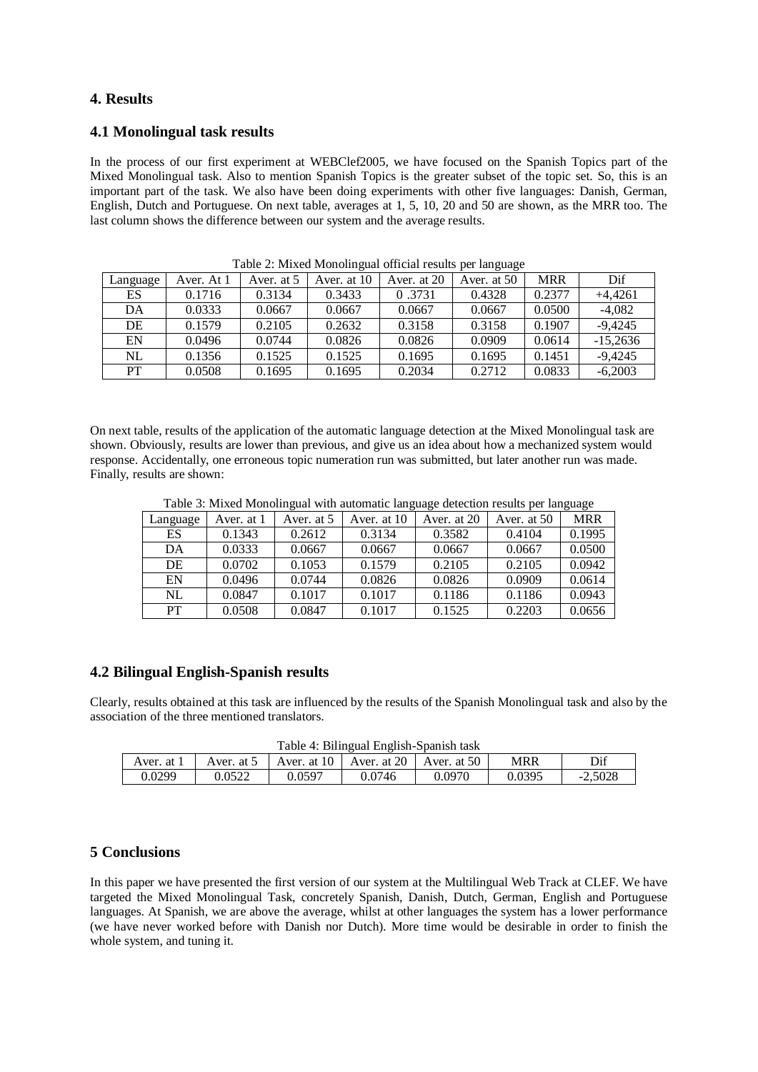## 4. Results

### 4.1 Monolingual task results

In the process of our first experiment at WEBClef2005, we have focused on the Spanish Topics part of the Mixed Monolingual task. Also to mention Spanish Topics is the greater subset of the topic set. So, this is an important part of the task. We also have been doing experiments with other five languages: Danish, German, English, Dutch and Portuguese. On next table, averages at 1, 5, 10, 20 and 50 are shown, as the MRR too. The last column shows the difference between our system and the average results.

Table 2: Mixed Monolingual official results per language

| Language | Aver. At 1 | Aver. at 5 | Aver. at 10 | Aver. at 20 | Aver. at 50 | MRR | Dif |
|---|---|---|---|---|---|---|---|
| ES | 0.1716 | 0.3134 | 0.3433 | 0 .3731 | 0.4328 | 0.2377 | +4,4261 |
| DA | 0.0333 | 0.0667 | 0.0667 | 0.0667 | 0.0667 | 0.0500 | -4,082 |
| DE | 0.1579 | 0.2105 | 0.2632 | 0.3158 | 0.3158 | 0.1907 | -9,4245 |
| EN | 0.0496 | 0.0744 | 0.0826 | 0.0826 | 0.0909 | 0.0614 | -15,2636 |
| NL | 0.1356 | 0.1525 | 0.1525 | 0.1695 | 0.1695 | 0.1451 | -9,4245 |
| PT | 0.0508 | 0.1695 | 0.1695 | 0.2034 | 0.2712 | 0.0833 | -6,2003 |

On next table, results of the application of the automatic language detection at the Mixed Monolingual task are shown. Obviously, results are lower than previous, and give us an idea about how a mechanized system would response. Accidentally, one erroneous topic numeration run was submitted, but later another run was made. Finally, results are shown:

Table 3: Mixed Monolingual with automatic language detection results per language

| Language | Aver. at 1 | Aver. at 5 | Aver. at 10 | Aver. at 20 | Aver. at 50 | MRR |
|---|---|---|---|---|---|---|
| ES | 0.1343 | 0.2612 | 0.3134 | 0.3582 | 0.4104 | 0.1995 |
| DA | 0.0333 | 0.0667 | 0.0667 | 0.0667 | 0.0667 | 0.0500 |
| DE | 0.0702 | 0.1053 | 0.1579 | 0.2105 | 0.2105 | 0.0942 |
| EN | 0.0496 | 0.0744 | 0.0826 | 0.0826 | 0.0909 | 0.0614 |
| NL | 0.0847 | 0.1017 | 0.1017 | 0.1186 | 0.1186 | 0.0943 |
| PT | 0.0508 | 0.0847 | 0.1017 | 0.1525 | 0.2203 | 0.0656 |

### 4.2 Bilingual English-Spanish results

Clearly, results obtained at this task are influenced by the results of the Spanish Monolingual task and also by the association of the three mentioned translators.

Table 4: Bilingual English-Spanish task

| Aver. at 1 | Aver. at 5 | Aver. at 10 | Aver. at 20 | Aver. at 50 | MRR | Dif |
|---|---|---|---|---|---|---|
| 0.0299 | 0.0522 | 0.0597 | 0.0746 | 0.0970 | 0.0395 | -2,5028 |

## 5 Conclusions

In this paper we have presented the first version of our system at the Multilingual Web Track at CLEF. We have targeted the Mixed Monolingual Task, concretely Spanish, Danish, Dutch, German, English and Portuguese languages. At Spanish, we are above the average, whilst at other languages the system has a lower performance (we have never worked before with Danish nor Dutch). More time would be desirable in order to finish the whole system, and tuning it.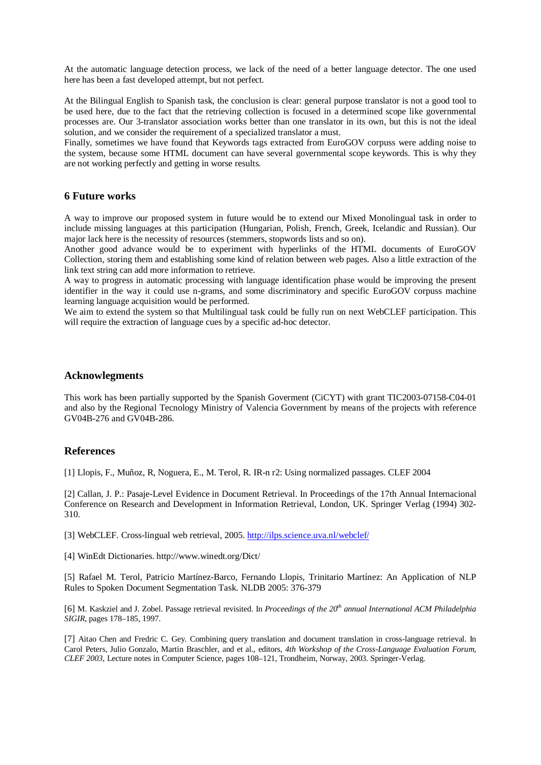At the automatic language detection process, we lack of the need of a better language detector. The one used here has been a fast developed attempt, but not perfect.

At the Bilingual English to Spanish task, the conclusion is clear: general purpose translator is not a good tool to be used here, due to the fact that the retrieving collection is focused in a determined scope like governmental processes are. Our 3-translator association works better than one translator in its own, but this is not the ideal solution, and we consider the requirement of a specialized translator a must.
Finally, sometimes we have found that Keywords tags extracted from EuroGOV corpuss were adding noise to the system, because some HTML document can have several governmental scope keywords. This is why they are not working perfectly and getting in worse results.

## 6 Future works

A way to improve our proposed system in future would be to extend our Mixed Monolingual task in order to include missing languages at this participation (Hungarian, Polish, French, Greek, Icelandic and Russian). Our major lack here is the necessity of resources (stemmers, stopwords lists and so on).
Another good advance would be to experiment with hyperlinks of the HTML documents of EuroGOV Collection, storing them and establishing some kind of relation between web pages. Also a little extraction of the link text string can add more information to retrieve.
A way to progress in automatic processing with language identification phase would be improving the present identifier in the way it could use n-grams, and some discriminatory and specific EuroGOV corpuss machine learning language acquisition would be performed.
We aim to extend the system so that Multilingual task could be fully run on next WebCLEF participation. This will require the extraction of language cues by a specific ad-hoc detector.

## Acknowlegments

This work has been partially supported by the Spanish Goverment (CiCYT) with grant TIC2003-07158-C04-01 and also by the Regional Tecnology Ministry of Valencia Government by means of the projects with reference GV04B-276 and GV04B-286.

## References

[1] Llopis, F., Muñoz, R, Noguera, E., M. Terol, R. IR-n r2: Using normalized passages. CLEF 2004

[2] Callan, J. P.: Pasaje-Level Evidence in Document Retrieval. In Proceedings of the 17th Annual Internacional Conference on Research and Development in Information Retrieval, London, UK. Springer Verlag (1994) 302-310.

[3] WebCLEF. Cross-lingual web retrieval, 2005. http://ilps.science.uva.nl/webclef/

[4] WinEdt Dictionaries. http://www.winedt.org/Dict/

[5] Rafael M. Terol, Patricio Martínez-Barco, Fernando Llopis, Trinitario Martínez: An Application of NLP Rules to Spoken Document Segmentation Task. NLDB 2005: 376-379

[6] M. Kaskziel and J. Zobel. Passage retrieval revisited. In *Proceedings of the 20th annual International ACM Philadelphia SIGIR*, pages 178–185, 1997.

[7] Aitao Chen and Fredric C. Gey. Combining query translation and document translation in cross-language retrieval. In Carol Peters, Julio Gonzalo, Martin Braschler, and et al., editors, *4th Workshop of the Cross-Language Evaluation Forum, CLEF 2003*, Lecture notes in Computer Science, pages 108–121, Trondheim, Norway, 2003. Springer-Verlag.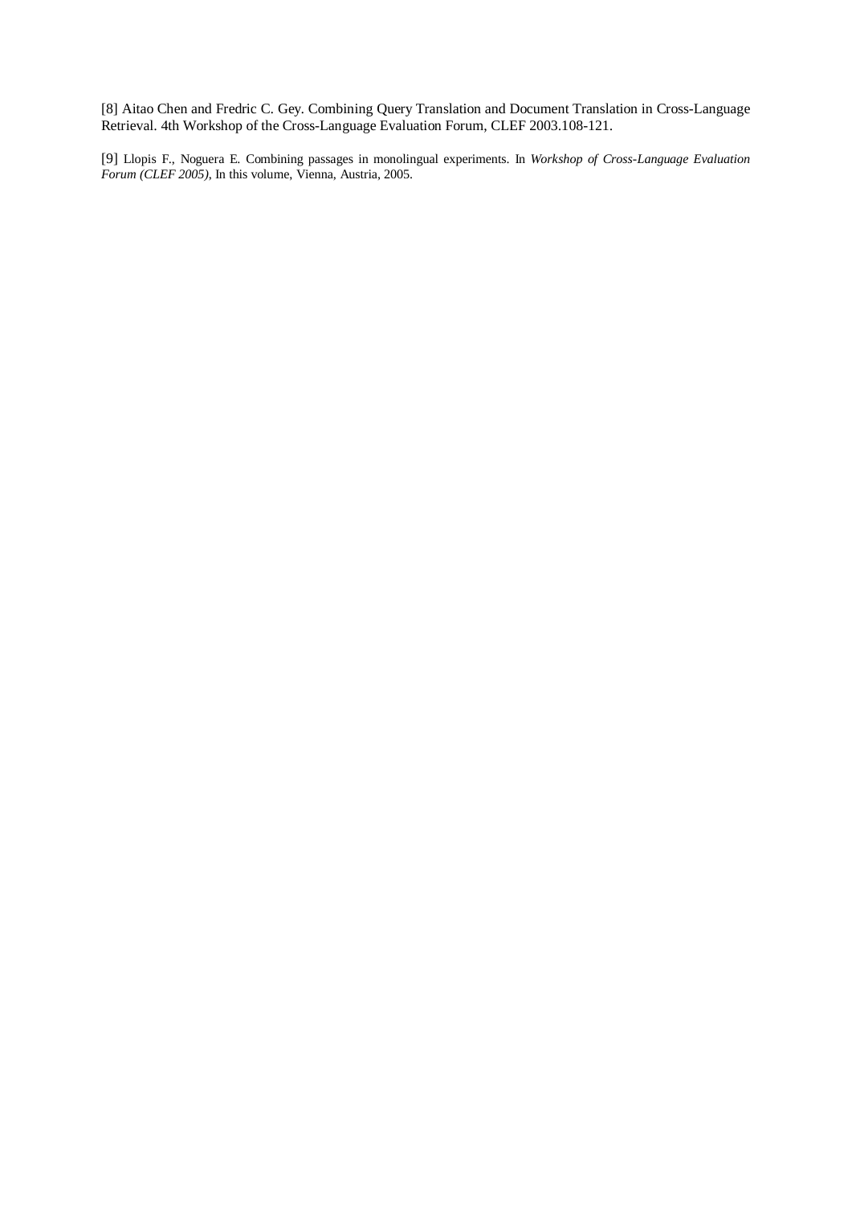[8] Aitao Chen and Fredric C. Gey. Combining Query Translation and Document Translation in Cross-Language Retrieval. 4th Workshop of the Cross-Language Evaluation Forum, CLEF 2003.108-121.

[9] Llopis F., Noguera E. Combining passages in monolingual experiments. In *Workshop of Cross-Language Evaluation Forum (CLEF 2005)*, In this volume, Vienna, Austria, 2005.